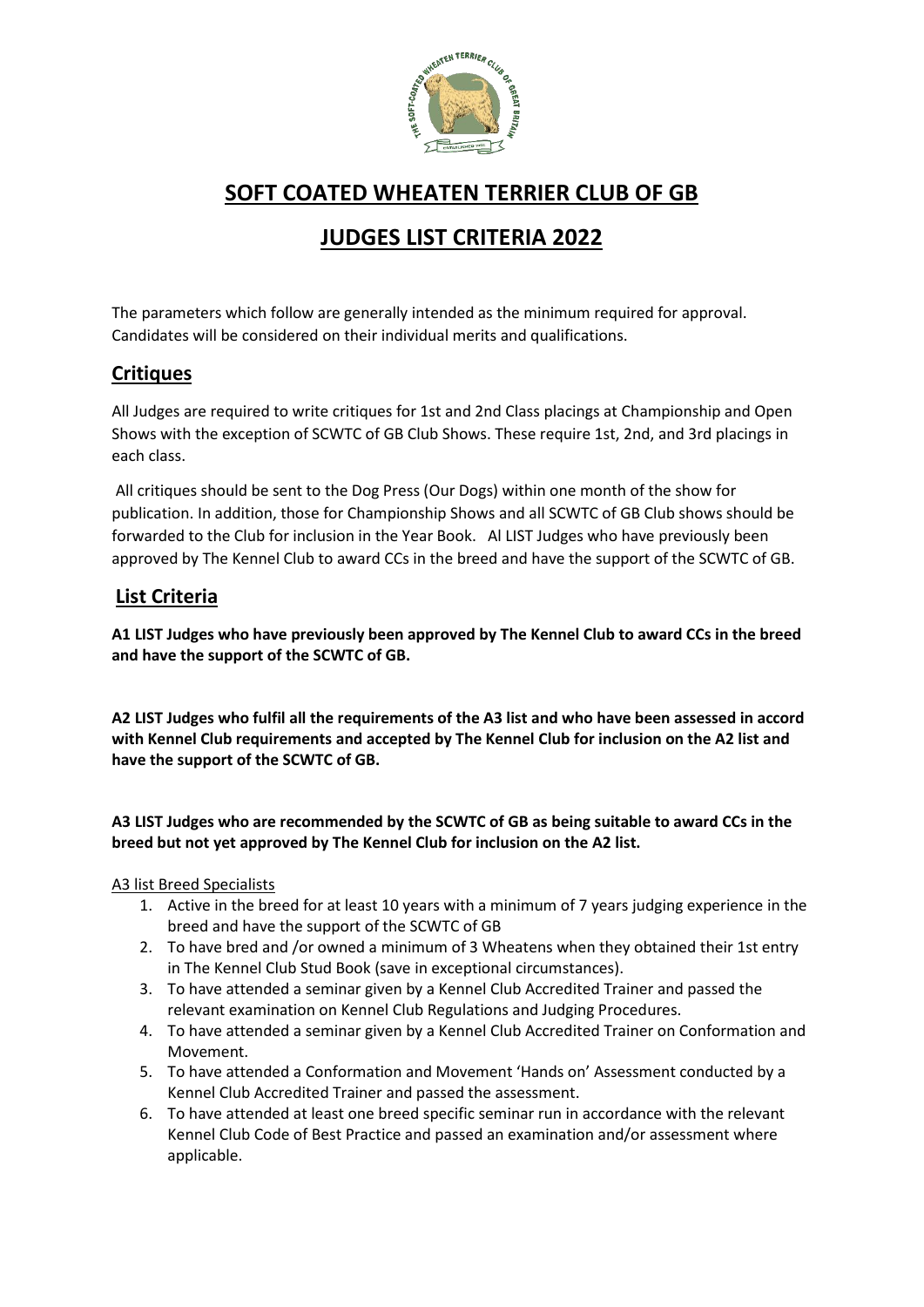# SOFT COATED WHEATEN TERRIER CLUB OF GB

# JUDGES LIST CRITERIA 2022

The parameters which follow are generally intended as the minimum required for approval. Candidates will be considered on their individual merits and qualifications.

## Critiques

All Judges are required to write critiques for 1st and 2nd Class placings at Championship and Open Shows with the exception of SCWTC of GB Club Shows. These require 1st, 2nd, and 3rd placings in each class.

All critiques should be sent to the Dog Press (Our Dogs) within one month of the show for publication. In addition, those for Championship Shows and all SCWTC of GB Club shows should be forwarded to the Club for inclusion in the Year Book. Al LIST Judges who have previously been approved by The Kennel Club to award CCs in the breed and have the support of the SCWTC of GB.

## List Criteria

**A1 LIST Judges who have previously been approved by The Kennel Club to award CCs in the breed and have the support of the SCWTC of GB.**

**A2 LIST Judges who fulfil all the requirements of the A3 list and who have been assessed in accord with Kennel Club requirements and accepted by The Kennel Club for inclusion on the A2 list and have the support of the SCWTC of GB.**

**A3 LIST Judges who are recommended by the SCWTC of GB as being suitable to award CCs in the breed but not yet approved by The Kennel Club for inclusion on the A2 list.**

A3 list Breed Specialists

1. Active in the breed for at least 10 years with a minimum of 7 years judging experience in the breed and have the support of the SCWTC of GB
2. To have bred and /or owned a minimum of 3 Wheatens when they obtained their 1st entry in The Kennel Club Stud Book (save in exceptional circumstances).
3. To have attended a seminar given by a Kennel Club Accredited Trainer and passed the relevant examination on Kennel Club Regulations and Judging Procedures.
4. To have attended a seminar given by a Kennel Club Accredited Trainer on Conformation and Movement.
5. To have attended a Conformation and Movement 'Hands on' Assessment conducted by a Kennel Club Accredited Trainer and passed the assessment.
6. To have attended at least one breed specific seminar run in accordance with the relevant Kennel Club Code of Best Practice and passed an examination and/or assessment where applicable.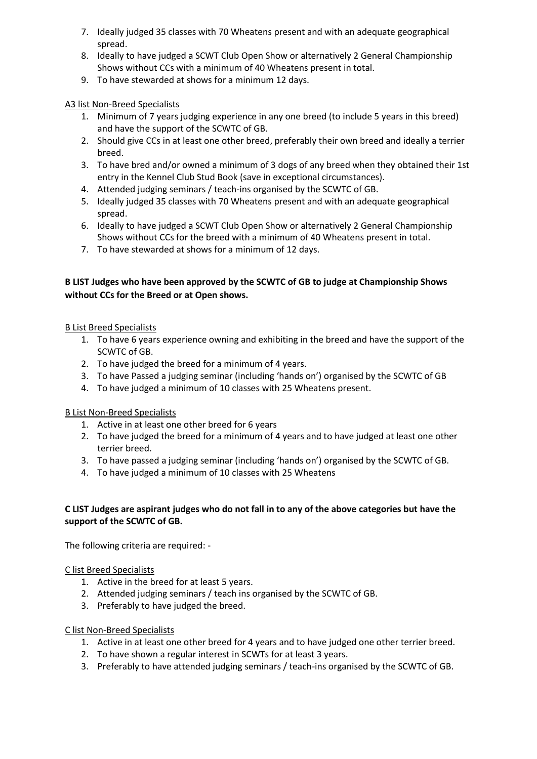7. Ideally judged 35 classes with 70 Wheatens present and with an adequate geographical spread.
8. Ideally to have judged a SCWT Club Open Show or alternatively 2 General Championship Shows without CCs with a minimum of 40 Wheatens present in total.
9. To have stewarded at shows for a minimum 12 days.

<u>A3 list Non-Breed Specialists</u>

1. Minimum of 7 years judging experience in any one breed (to include 5 years in this breed) and have the support of the SCWTC of GB.
2. Should give CCs in at least one other breed, preferably their own breed and ideally a terrier breed.
3. To have bred and/or owned a minimum of 3 dogs of any breed when they obtained their 1st entry in the Kennel Club Stud Book (save in exceptional circumstances).
4. Attended judging seminars / teach-ins organised by the SCWTC of GB.
5. Ideally judged 35 classes with 70 Wheatens present and with an adequate geographical spread.
6. Ideally to have judged a SCWT Club Open Show or alternatively 2 General Championship Shows without CCs for the breed with a minimum of 40 Wheatens present in total.
7. To have stewarded at shows for a minimum of 12 days.

**B LIST Judges who have been approved by the SCWTC of GB to judge at Championship Shows without CCs for the Breed or at Open shows.**

<u>B List Breed Specialists</u>

1. To have 6 years experience owning and exhibiting in the breed and have the support of the SCWTC of GB.
2. To have judged the breed for a minimum of 4 years.
3. To have Passed a judging seminar (including 'hands on') organised by the SCWTC of GB
4. To have judged a minimum of 10 classes with 25 Wheatens present.

<u>B List Non-Breed Specialists</u>

1. Active in at least one other breed for 6 years
2. To have judged the breed for a minimum of 4 years and to have judged at least one other terrier breed.
3. To have passed a judging seminar (including 'hands on') organised by the SCWTC of GB.
4. To have judged a minimum of 10 classes with 25 Wheatens

**C LIST Judges are aspirant judges who do not fall in to any of the above categories but have the support of the SCWTC of GB.**

The following criteria are required: -

<u>C list Breed Specialists</u>

1. Active in the breed for at least 5 years.
2. Attended judging seminars / teach ins organised by the SCWTC of GB.
3. Preferably to have judged the breed.

<u>C list Non-Breed Specialists</u>

1. Active in at least one other breed for 4 years and to have judged one other terrier breed.
2. To have shown a regular interest in SCWTs for at least 3 years.
3. Preferably to have attended judging seminars / teach-ins organised by the SCWTC of GB.